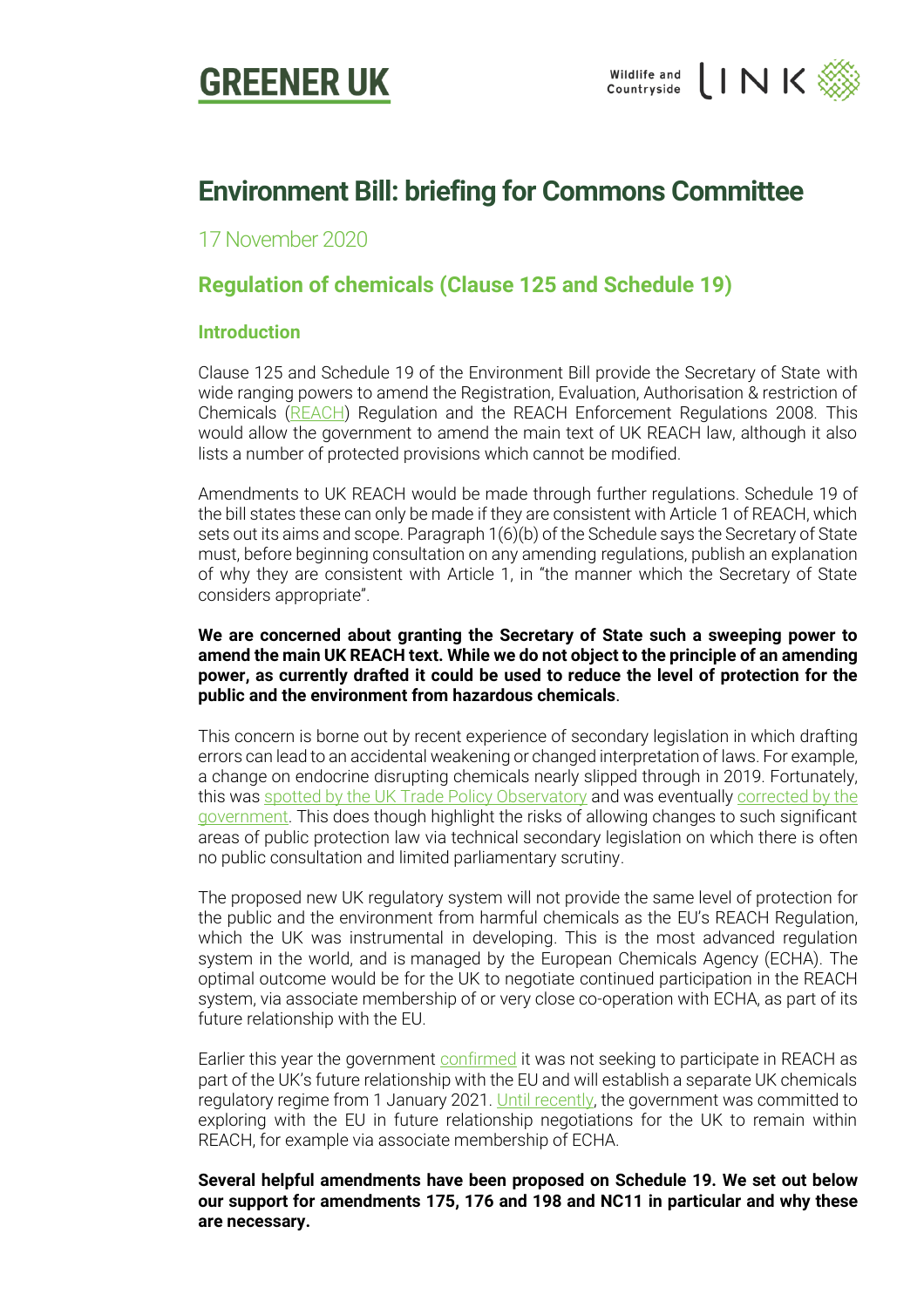GREENER UK

Wildlife and Countryside LINK

# Environment Bill: briefing for Commons Committee

17 November 2020

## Regulation of chemicals (Clause 125 and Schedule 19)

### Introduction

Clause 125 and Schedule 19 of the Environment Bill provide the Secretary of State with wide ranging powers to amend the Registration, Evaluation, Authorisation & restriction of Chemicals (REACH) Regulation and the REACH Enforcement Regulations 2008. This would allow the government to amend the main text of UK REACH law, although it also lists a number of protected provisions which cannot be modified.

Amendments to UK REACH would be made through further regulations. Schedule 19 of the bill states these can only be made if they are consistent with Article 1 of REACH, which sets out its aims and scope. Paragraph 1(6)(b) of the Schedule says the Secretary of State must, before beginning consultation on any amending regulations, publish an explanation of why they are consistent with Article 1, in "the manner which the Secretary of State considers appropriate".

**We are concerned about granting the Secretary of State such a sweeping power to amend the main UK REACH text. While we do not object to the principle of an amending power, as currently drafted it could be used to reduce the level of protection for the public and the environment from hazardous chemicals**.

This concern is borne out by recent experience of secondary legislation in which drafting errors can lead to an accidental weakening or changed interpretation of laws. For example, a change on endocrine disrupting chemicals nearly slipped through in 2019. Fortunately, this was spotted by the UK Trade Policy Observatory and was eventually corrected by the government. This does though highlight the risks of allowing changes to such significant areas of public protection law via technical secondary legislation on which there is often no public consultation and limited parliamentary scrutiny.

The proposed new UK regulatory system will not provide the same level of protection for the public and the environment from harmful chemicals as the EU's REACH Regulation, which the UK was instrumental in developing. This is the most advanced regulation system in the world, and is managed by the European Chemicals Agency (ECHA). The optimal outcome would be for the UK to negotiate continued participation in the REACH system, via associate membership of or very close co-operation with ECHA, as part of its future relationship with the EU.

Earlier this year the government confirmed it was not seeking to participate in REACH as part of the UK's future relationship with the EU and will establish a separate UK chemicals regulatory regime from 1 January 2021. Until recently, the government was committed to exploring with the EU in future relationship negotiations for the UK to remain within REACH, for example via associate membership of ECHA.

**Several helpful amendments have been proposed on Schedule 19. We set out below our support for amendments 175, 176 and 198 and NC11 in particular and why these are necessary.**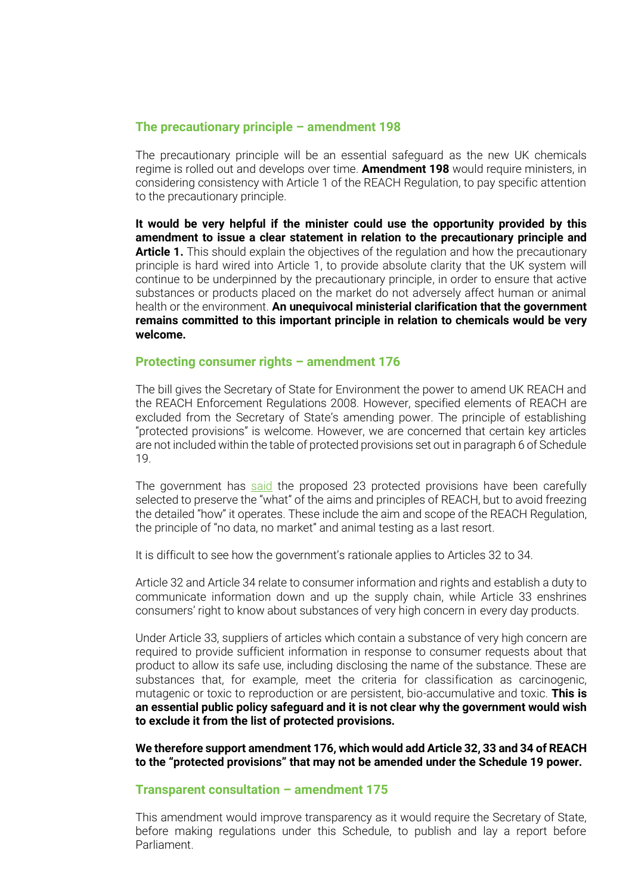### The precautionary principle – amendment 198

The precautionary principle will be an essential safeguard as the new UK chemicals regime is rolled out and develops over time. **Amendment 198** would require ministers, in considering consistency with Article 1 of the REACH Regulation, to pay specific attention to the precautionary principle.

**It would be very helpful if the minister could use the opportunity provided by this amendment to issue a clear statement in relation to the precautionary principle and Article 1.** This should explain the objectives of the regulation and how the precautionary principle is hard wired into Article 1, to provide absolute clarity that the UK system will continue to be underpinned by the precautionary principle, in order to ensure that active substances or products placed on the market do not adversely affect human or animal health or the environment. **An unequivocal ministerial clarification that the government remains committed to this important principle in relation to chemicals would be very welcome.**

### Protecting consumer rights – amendment 176

The bill gives the Secretary of State for Environment the power to amend UK REACH and the REACH Enforcement Regulations 2008. However, specified elements of REACH are excluded from the Secretary of State's amending power. The principle of establishing "protected provisions" is welcome. However, we are concerned that certain key articles are not included within the table of protected provisions set out in paragraph 6 of Schedule 19.

The government has said the proposed 23 protected provisions have been carefully selected to preserve the "what" of the aims and principles of REACH, but to avoid freezing the detailed "how" it operates. These include the aim and scope of the REACH Regulation, the principle of "no data, no market" and animal testing as a last resort.

It is difficult to see how the government's rationale applies to Articles 32 to 34.

Article 32 and Article 34 relate to consumer information and rights and establish a duty to communicate information down and up the supply chain, while Article 33 enshrines consumers' right to know about substances of very high concern in every day products.

Under Article 33, suppliers of articles which contain a substance of very high concern are required to provide sufficient information in response to consumer requests about that product to allow its safe use, including disclosing the name of the substance. These are substances that, for example, meet the criteria for classification as carcinogenic, mutagenic or toxic to reproduction or are persistent, bio-accumulative and toxic. **This is an essential public policy safeguard and it is not clear why the government would wish to exclude it from the list of protected provisions.**

**We therefore support amendment 176, which would add Article 32, 33 and 34 of REACH to the "protected provisions" that may not be amended under the Schedule 19 power.**

### Transparent consultation – amendment 175

This amendment would improve transparency as it would require the Secretary of State, before making regulations under this Schedule, to publish and lay a report before Parliament.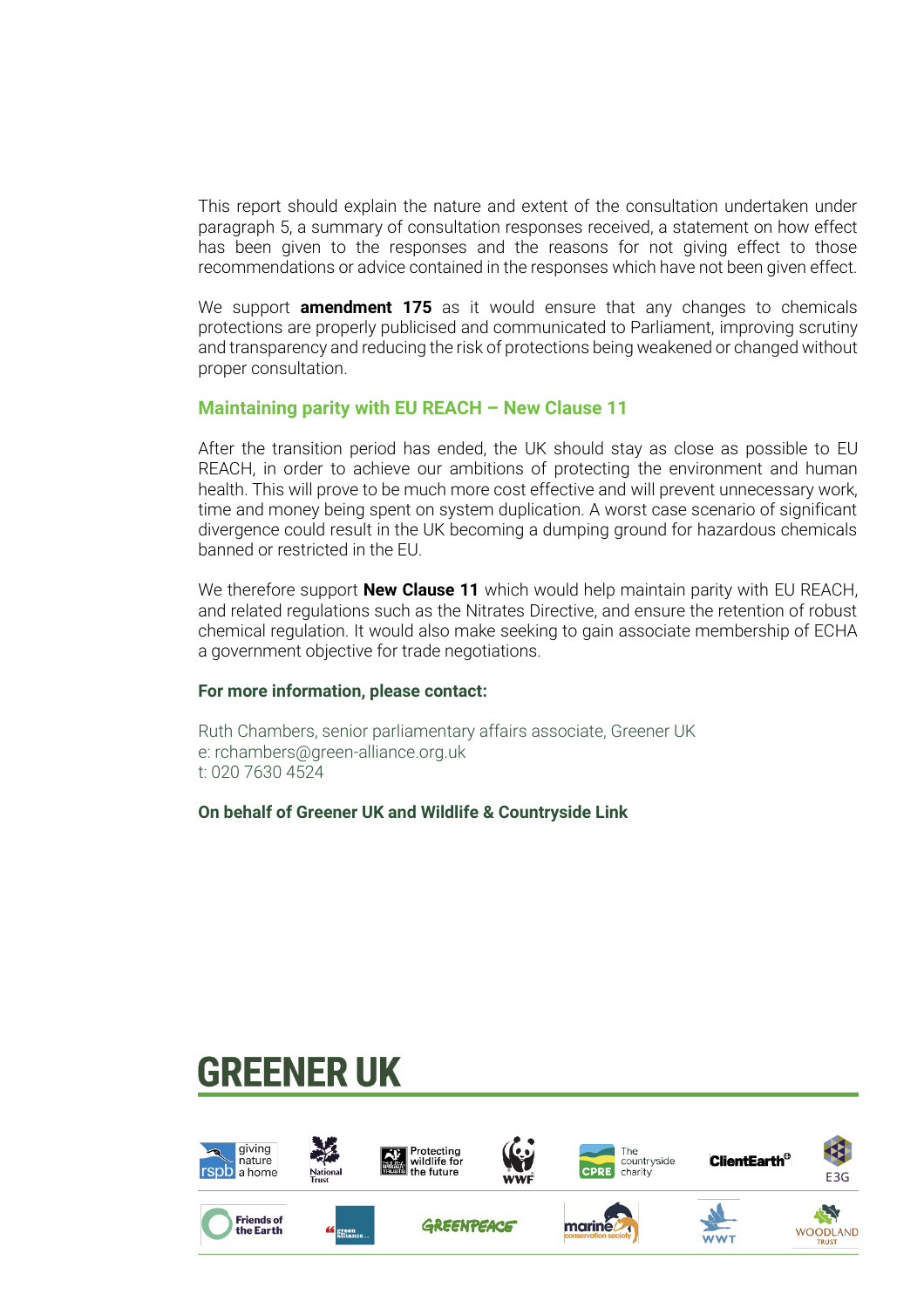This report should explain the nature and extent of the consultation undertaken under paragraph 5, a summary of consultation responses received, a statement on how effect has been given to the responses and the reasons for not giving effect to those recommendations or advice contained in the responses which have not been given effect.

We support **amendment 175** as it would ensure that any changes to chemicals protections are properly publicised and communicated to Parliament, improving scrutiny and transparency and reducing the risk of protections being weakened or changed without proper consultation.

### Maintaining parity with EU REACH – New Clause 11

After the transition period has ended, the UK should stay as close as possible to EU REACH, in order to achieve our ambitions of protecting the environment and human health. This will prove to be much more cost effective and will prevent unnecessary work, time and money being spent on system duplication. A worst case scenario of significant divergence could result in the UK becoming a dumping ground for hazardous chemicals banned or restricted in the EU.

We therefore support **New Clause 11** which would help maintain parity with EU REACH, and related regulations such as the Nitrates Directive, and ensure the retention of robust chemical regulation. It would also make seeking to gain associate membership of ECHA a government objective for trade negotiations.

**For more information, please contact:**

Ruth Chambers, senior parliamentary affairs associate, Greener UK
e: rchambers@green-alliance.org.uk
t: 020 7630 4524

**On behalf of Greener UK and Wildlife & Countryside Link**

# GREENER UK